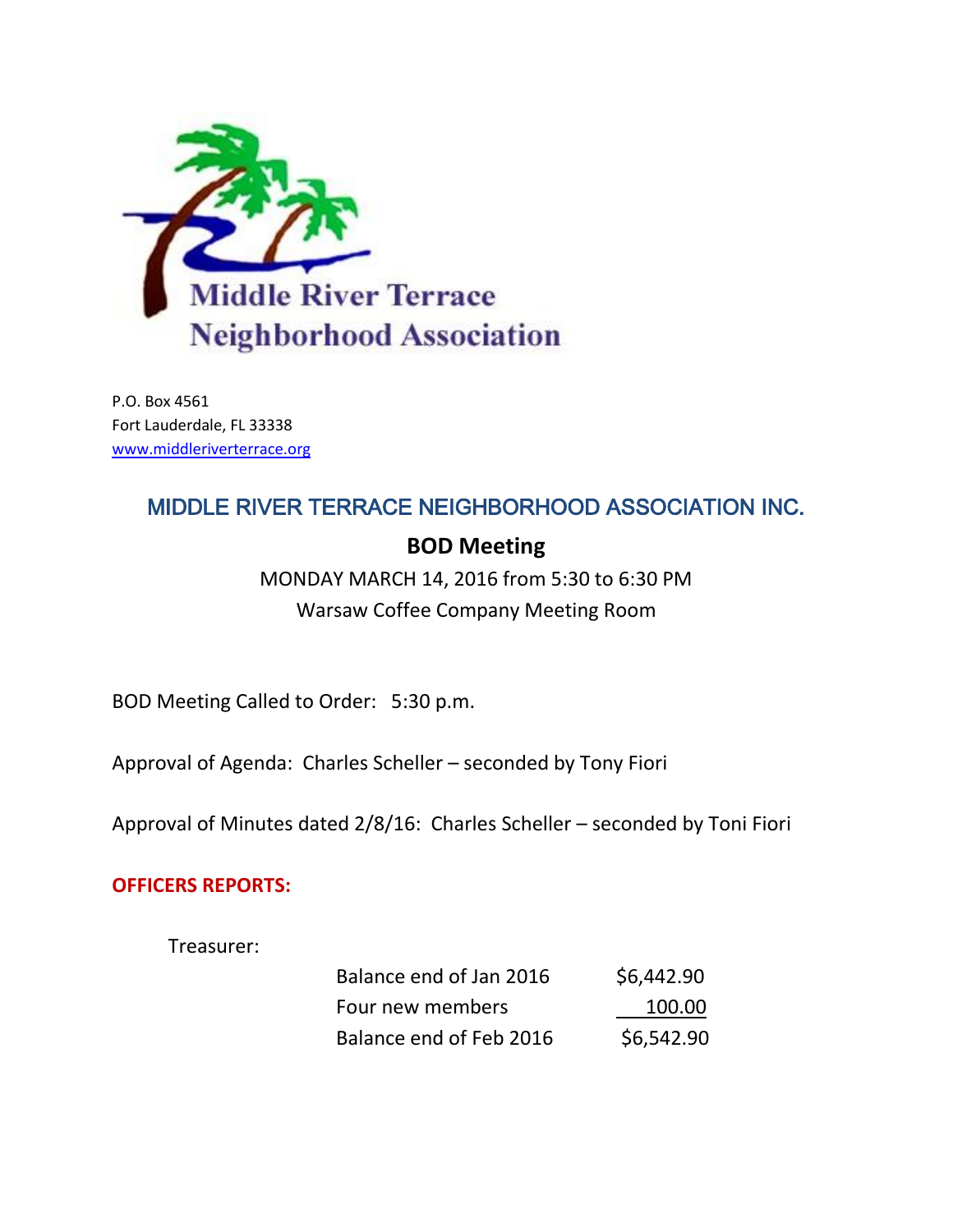Middle River Terrace
Neighborhood Association

P.O. Box 4561
Fort Lauderdale, FL 33338
[www.middleriverterrace.org](http://www.middleriverterrace.org)

## MIDDLE RIVER TERRACE NEIGHBORHOOD ASSOCIATION INC.

### BOD Meeting

MONDAY MARCH 14, 2016 from 5:30 to 6:30 PM
Warsaw Coffee Company Meeting Room

BOD Meeting Called to Order: 5:30 p.m.

Approval of Agenda: Charles Scheller – seconded by Tony Fiori

Approval of Minutes dated 2/8/16: Charles Scheller – seconded by Toni Fiori

**OFFICERS REPORTS:**

Treasurer:

| | |
|---|---|
| Balance end of Jan 2016 | $6,442.90 |
| Four new members | 100.00 |
| Balance end of Feb 2016 | $6,542.90 |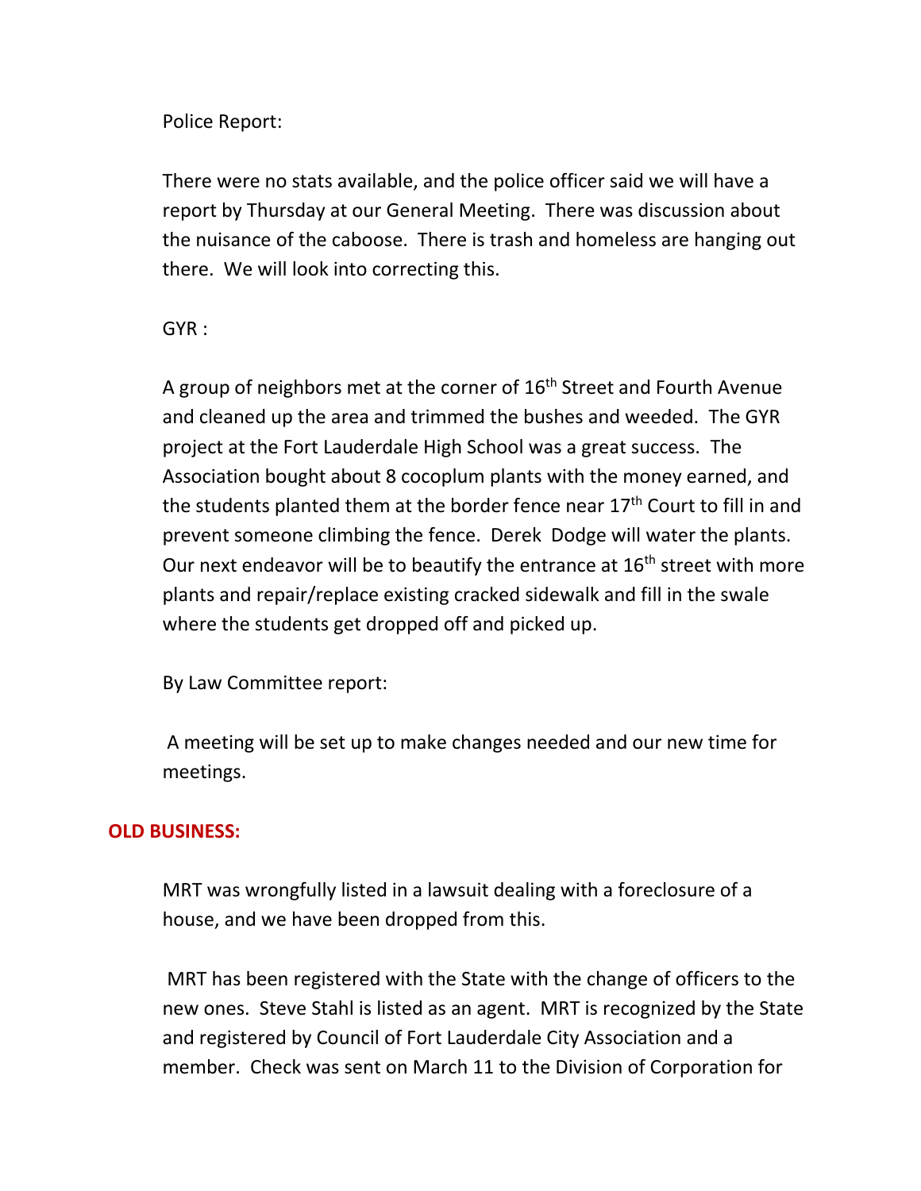Police Report:

There were no stats available, and the police officer said we will have a report by Thursday at our General Meeting. There was discussion about the nuisance of the caboose. There is trash and homeless are hanging out there. We will look into correcting this.

GYR :

A group of neighbors met at the corner of 16th Street and Fourth Avenue and cleaned up the area and trimmed the bushes and weeded. The GYR project at the Fort Lauderdale High School was a great success. The Association bought about 8 cocoplum plants with the money earned, and the students planted them at the border fence near 17th Court to fill in and prevent someone climbing the fence. Derek Dodge will water the plants. Our next endeavor will be to beautify the entrance at 16th street with more plants and repair/replace existing cracked sidewalk and fill in the swale where the students get dropped off and picked up.

By Law Committee report:

A meeting will be set up to make changes needed and our new time for meetings.

**OLD BUSINESS:**

MRT was wrongfully listed in a lawsuit dealing with a foreclosure of a house, and we have been dropped from this.

MRT has been registered with the State with the change of officers to the new ones. Steve Stahl is listed as an agent. MRT is recognized by the State and registered by Council of Fort Lauderdale City Association and a member. Check was sent on March 11 to the Division of Corporation for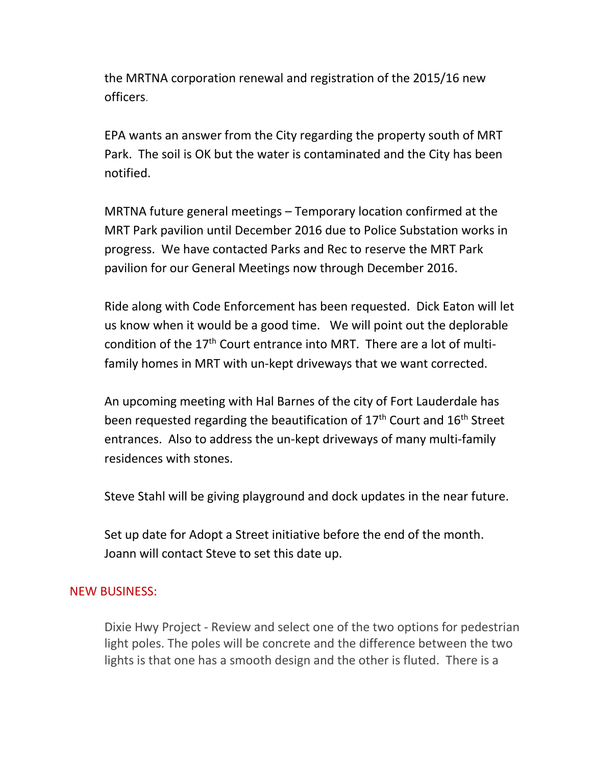the MRTNA corporation renewal and registration of the 2015/16 new officers.

EPA wants an answer from the City regarding the property south of MRT Park. The soil is OK but the water is contaminated and the City has been notified.

MRTNA future general meetings – Temporary location confirmed at the MRT Park pavilion until December 2016 due to Police Substation works in progress. We have contacted Parks and Rec to reserve the MRT Park pavilion for our General Meetings now through December 2016.

Ride along with Code Enforcement has been requested. Dick Eaton will let us know when it would be a good time. We will point out the deplorable condition of the 17th Court entrance into MRT. There are a lot of multi-family homes in MRT with un-kept driveways that we want corrected.

An upcoming meeting with Hal Barnes of the city of Fort Lauderdale has been requested regarding the beautification of 17th Court and 16th Street entrances. Also to address the un-kept driveways of many multi-family residences with stones.

Steve Stahl will be giving playground and dock updates in the near future.

Set up date for Adopt a Street initiative before the end of the month. Joann will contact Steve to set this date up.

## NEW BUSINESS:

Dixie Hwy Project - Review and select one of the two options for pedestrian light poles. The poles will be concrete and the difference between the two lights is that one has a smooth design and the other is fluted. There is a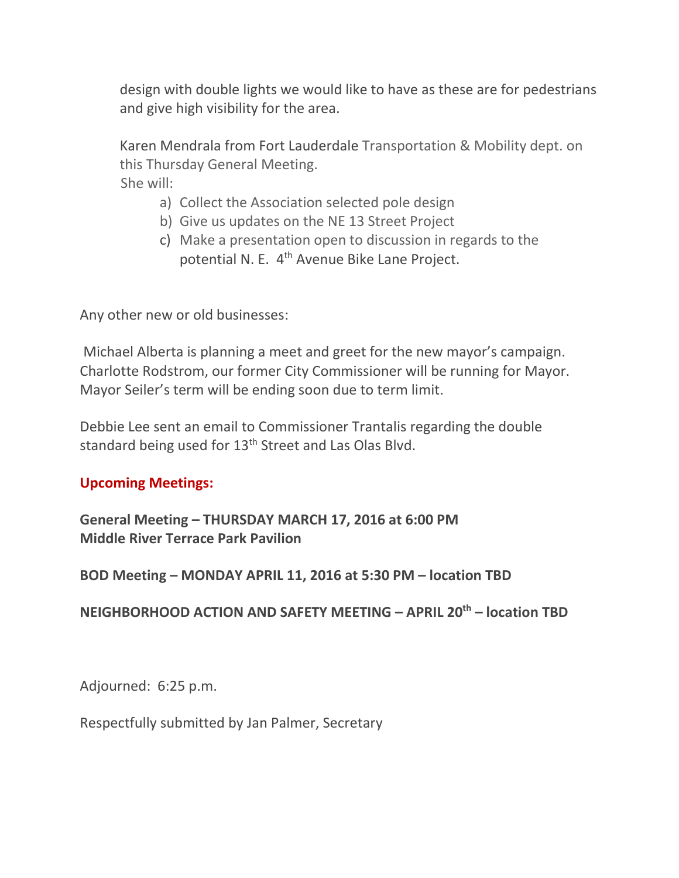design with double lights we would like to have as these are for pedestrians and give high visibility for the area.

Karen Mendrala from Fort Lauderdale Transportation & Mobility dept. on this Thursday General Meeting.
She will:

a) Collect the Association selected pole design
b) Give us updates on the NE 13 Street Project
c) Make a presentation open to discussion in regards to the potential N. E. 4th Avenue Bike Lane Project.

Any other new or old businesses:

Michael Alberta is planning a meet and greet for the new mayor's campaign. Charlotte Rodstrom, our former City Commissioner will be running for Mayor. Mayor Seiler's term will be ending soon due to term limit.

Debbie Lee sent an email to Commissioner Trantalis regarding the double standard being used for 13th Street and Las Olas Blvd.

**Upcoming Meetings:**

**General Meeting – THURSDAY MARCH 17, 2016 at 6:00 PM**
**Middle River Terrace Park Pavilion**

**BOD Meeting – MONDAY APRIL 11, 2016 at 5:30 PM – location TBD**

**NEIGHBORHOOD ACTION AND SAFETY MEETING – APRIL 20th – location TBD**

Adjourned: 6:25 p.m.

Respectfully submitted by Jan Palmer, Secretary